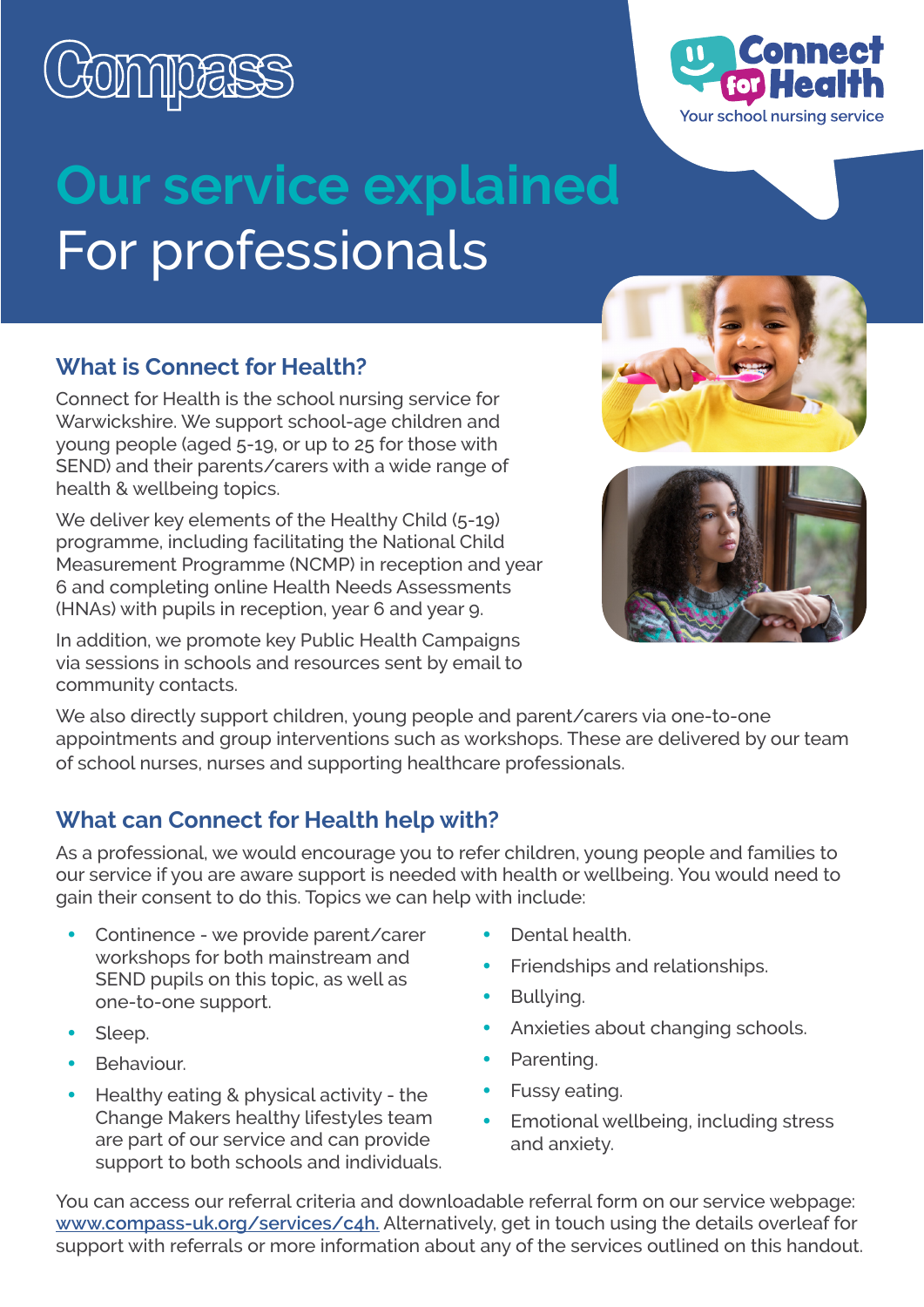Compass

Connect for Health
Your school nursing service

# Our service explained
# For professionals

## What is Connect for Health?

Connect for Health is the school nursing service for Warwickshire. We support school-age children and young people (aged 5-19, or up to 25 for those with SEND) and their parents/carers with a wide range of health & wellbeing topics.

We deliver key elements of the Healthy Child (5-19) programme, including facilitating the National Child Measurement Programme (NCMP) in reception and year 6 and completing online Health Needs Assessments (HNAs) with pupils in reception, year 6 and year 9.

In addition, we promote key Public Health Campaigns via sessions in schools and resources sent by email to community contacts.

We also directly support children, young people and parent/carers via one-to-one appointments and group interventions such as workshops. These are delivered by our team of school nurses, nurses and supporting healthcare professionals.

## What can Connect for Health help with?

As a professional, we would encourage you to refer children, young people and families to our service if you are aware support is needed with health or wellbeing. You would need to gain their consent to do this. Topics we can help with include:

- Continence - we provide parent/carer workshops for both mainstream and SEND pupils on this topic, as well as one-to-one support.
- Sleep.
- Behaviour.
- Healthy eating & physical activity - the Change Makers healthy lifestyles team are part of our service and can provide support to both schools and individuals.
- Dental health.
- Friendships and relationships.
- Bullying.
- Anxieties about changing schools.
- Parenting.
- Fussy eating.
- Emotional wellbeing, including stress and anxiety.

You can access our referral criteria and downloadable referral form on our service webpage: www.compass-uk.org/services/c4h. Alternatively, get in touch using the details overleaf for support with referrals or more information about any of the services outlined on this handout.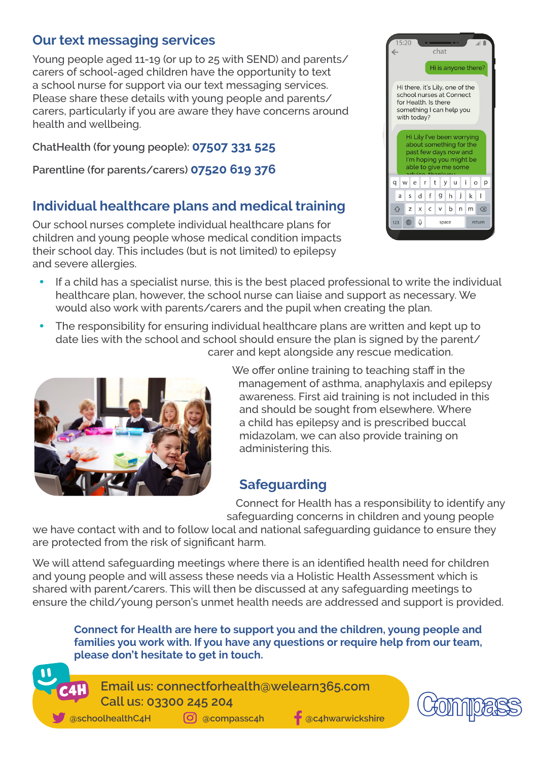## Our text messaging services

Young people aged 11-19 (or up to 25 with SEND) and parents/carers of school-aged children have the opportunity to text a school nurse for support via our text messaging services. Please share these details with young people and parents/carers, particularly if you are aware they have concerns around health and wellbeing.

ChatHealth (for young people): **07507 331 525**

Parentline (for parents/carers) **07520 619 376**

## Individual healthcare plans and medical training

Our school nurses complete individual healthcare plans for children and young people whose medical condition impacts their school day. This includes (but is not limited) to epilepsy and severe allergies.

- If a child has a specialist nurse, this is the best placed professional to write the individual healthcare plan, however, the school nurse can liaise and support as necessary. We would also work with parents/carers and the pupil when creating the plan.
- The responsibility for ensuring individual healthcare plans are written and kept up to date lies with the school and school should ensure the plan is signed by the parent/carer and kept alongside any rescue medication.

We offer online training to teaching staff in the management of asthma, anaphylaxis and epilepsy awareness. First aid training is not included in this and should be sought from elsewhere. Where a child has epilepsy and is prescribed buccal midazolam, we can also provide training on administering this.

## Safeguarding

Connect for Health has a responsibility to identify any safeguarding concerns in children and young people we have contact with and to follow local and national safeguarding guidance to ensure they are protected from the risk of significant harm.

We will attend safeguarding meetings where there is an identified health need for children and young people and will assess these needs via a Holistic Health Assessment which is shared with parent/carers. This will then be discussed at any safeguarding meetings to ensure the child/young person's unmet health needs are addressed and support is provided.

**Connect for Health are here to support you and the children, young people and families you work with. If you have any questions or require help from our team, please don't hesitate to get in touch.**

Email us: connectforhealth@welearn365.com
Call us: 03300 245 204

@schoolhealthC4H @compassc4h @c4hwarwickshire